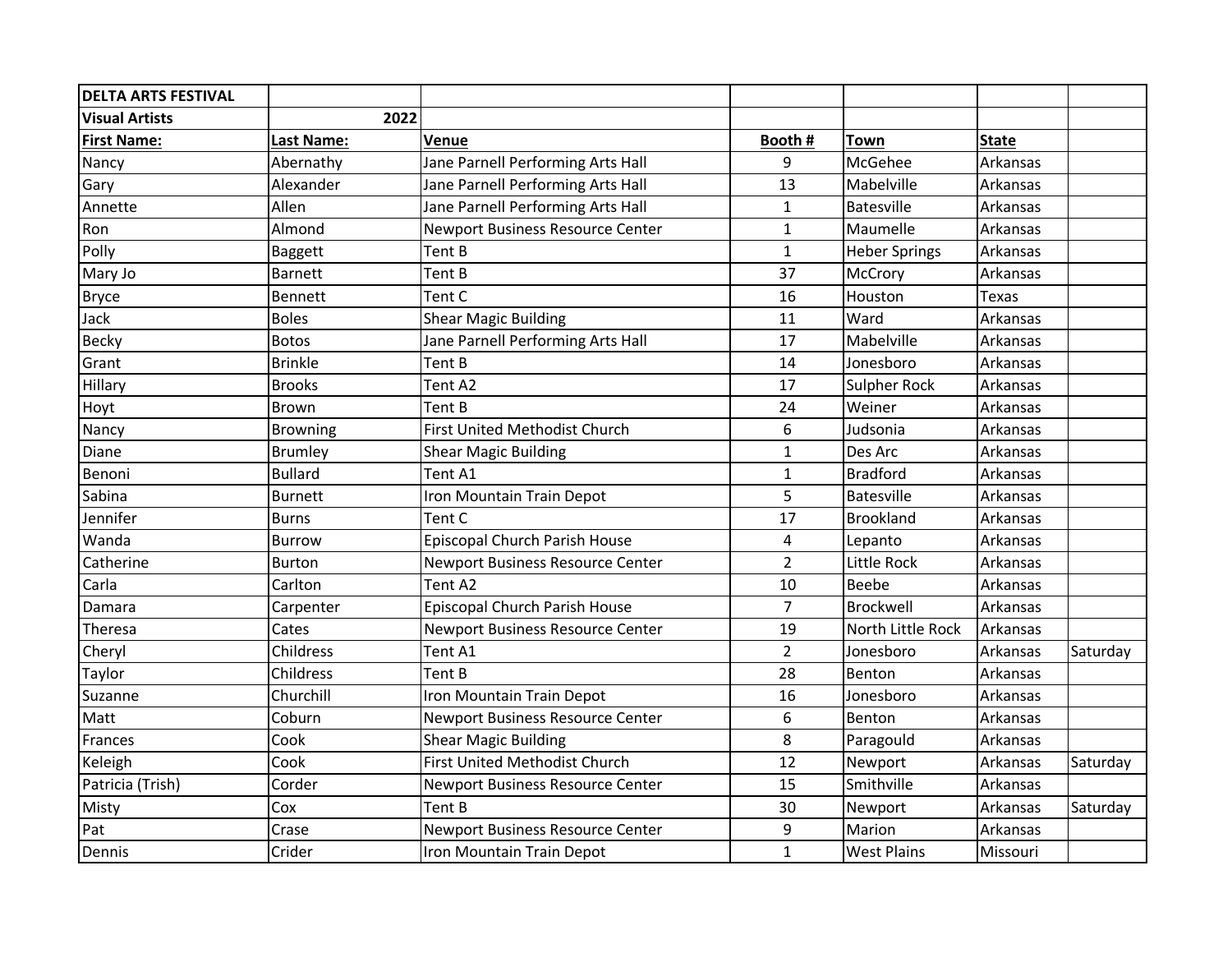| DELTA ARTS FESTIVAL | | | | | | |
|---|---|---|---|---|---|---|
| **Visual Artists** | 2022 | | | | | |
| **First Name:** | **Last Name:** | **Venue** | **Booth #** | **Town** | **State** | |
| Nancy | Abernathy | Jane Parnell Performing Arts Hall | 9 | McGehee | Arkansas | |
| Gary | Alexander | Jane Parnell Performing Arts Hall | 13 | Mabelville | Arkansas | |
| Annette | Allen | Jane Parnell Performing Arts Hall | 1 | Batesville | Arkansas | |
| Ron | Almond | Newport Business Resource Center | 1 | Maumelle | Arkansas | |
| Polly | Baggett | Tent B | 1 | Heber Springs | Arkansas | |
| Mary Jo | Barnett | Tent B | 37 | McCrory | Arkansas | |
| Bryce | Bennett | Tent C | 16 | Houston | Texas | |
| Jack | Boles | Shear Magic Building | 11 | Ward | Arkansas | |
| Becky | Botos | Jane Parnell Performing Arts Hall | 17 | Mabelville | Arkansas | |
| Grant | Brinkle | Tent B | 14 | Jonesboro | Arkansas | |
| Hillary | Brooks | Tent A2 | 17 | Sulpher Rock | Arkansas | |
| Hoyt | Brown | Tent B | 24 | Weiner | Arkansas | |
| Nancy | Browning | First United Methodist Church | 6 | Judsonia | Arkansas | |
| Diane | Brumley | Shear Magic Building | 1 | Des Arc | Arkansas | |
| Benoni | Bullard | Tent A1 | 1 | Bradford | Arkansas | |
| Sabina | Burnett | Iron Mountain Train Depot | 5 | Batesville | Arkansas | |
| Jennifer | Burns | Tent C | 17 | Brookland | Arkansas | |
| Wanda | Burrow | Episcopal Church Parish House | 4 | Lepanto | Arkansas | |
| Catherine | Burton | Newport Business Resource Center | 2 | Little Rock | Arkansas | |
| Carla | Carlton | Tent A2 | 10 | Beebe | Arkansas | |
| Damara | Carpenter | Episcopal Church Parish House | 7 | Brockwell | Arkansas | |
| Theresa | Cates | Newport Business Resource Center | 19 | North Little Rock | Arkansas | |
| Cheryl | Childress | Tent A1 | 2 | Jonesboro | Arkansas | Saturday |
| Taylor | Childress | Tent B | 28 | Benton | Arkansas | |
| Suzanne | Churchill | Iron Mountain Train Depot | 16 | Jonesboro | Arkansas | |
| Matt | Coburn | Newport Business Resource Center | 6 | Benton | Arkansas | |
| Frances | Cook | Shear Magic Building | 8 | Paragould | Arkansas | |
| Keleigh | Cook | First United Methodist Church | 12 | Newport | Arkansas | Saturday |
| Patricia (Trish) | Corder | Newport Business Resource Center | 15 | Smithville | Arkansas | |
| Misty | Cox | Tent B | 30 | Newport | Arkansas | Saturday |
| Pat | Crase | Newport Business Resource Center | 9 | Marion | Arkansas | |
| Dennis | Crider | Iron Mountain Train Depot | 1 | West Plains | Missouri | |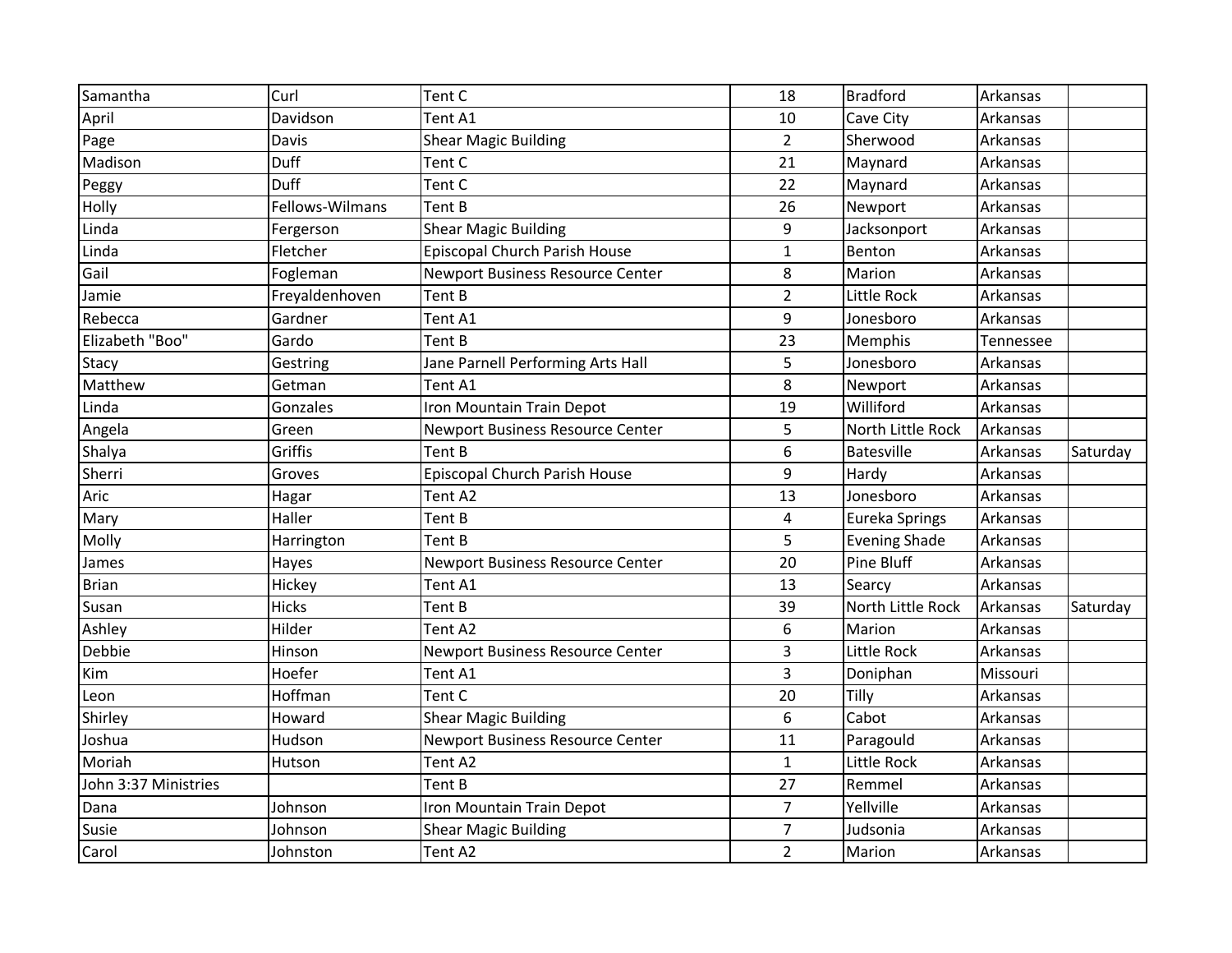| | | | | | | |
|---|---|---|---|---|---|---|
| Samantha | Curl | Tent C | 18 | Bradford | Arkansas | |
| April | Davidson | Tent A1 | 10 | Cave City | Arkansas | |
| Page | Davis | Shear Magic Building | 2 | Sherwood | Arkansas | |
| Madison | Duff | Tent C | 21 | Maynard | Arkansas | |
| Peggy | Duff | Tent C | 22 | Maynard | Arkansas | |
| Holly | Fellows-Wilmans | Tent B | 26 | Newport | Arkansas | |
| Linda | Fergerson | Shear Magic Building | 9 | Jacksonport | Arkansas | |
| Linda | Fletcher | Episcopal Church Parish House | 1 | Benton | Arkansas | |
| Gail | Fogleman | Newport Business Resource Center | 8 | Marion | Arkansas | |
| Jamie | Freyaldenhoven | Tent B | 2 | Little Rock | Arkansas | |
| Rebecca | Gardner | Tent A1 | 9 | Jonesboro | Arkansas | |
| Elizabeth "Boo" | Gardo | Tent B | 23 | Memphis | Tennessee | |
| Stacy | Gestring | Jane Parnell Performing Arts Hall | 5 | Jonesboro | Arkansas | |
| Matthew | Getman | Tent A1 | 8 | Newport | Arkansas | |
| Linda | Gonzales | Iron Mountain Train Depot | 19 | Williford | Arkansas | |
| Angela | Green | Newport Business Resource Center | 5 | North Little Rock | Arkansas | |
| Shalya | Griffis | Tent B | 6 | Batesville | Arkansas | Saturday |
| Sherri | Groves | Episcopal Church Parish House | 9 | Hardy | Arkansas | |
| Aric | Hagar | Tent A2 | 13 | Jonesboro | Arkansas | |
| Mary | Haller | Tent B | 4 | Eureka Springs | Arkansas | |
| Molly | Harrington | Tent B | 5 | Evening Shade | Arkansas | |
| James | Hayes | Newport Business Resource Center | 20 | Pine Bluff | Arkansas | |
| Brian | Hickey | Tent A1 | 13 | Searcy | Arkansas | |
| Susan | Hicks | Tent B | 39 | North Little Rock | Arkansas | Saturday |
| Ashley | Hilder | Tent A2 | 6 | Marion | Arkansas | |
| Debbie | Hinson | Newport Business Resource Center | 3 | Little Rock | Arkansas | |
| Kim | Hoefer | Tent A1 | 3 | Doniphan | Missouri | |
| Leon | Hoffman | Tent C | 20 | Tilly | Arkansas | |
| Shirley | Howard | Shear Magic Building | 6 | Cabot | Arkansas | |
| Joshua | Hudson | Newport Business Resource Center | 11 | Paragould | Arkansas | |
| Moriah | Hutson | Tent A2 | 1 | Little Rock | Arkansas | |
| John 3:37 Ministries | | Tent B | 27 | Remmel | Arkansas | |
| Dana | Johnson | Iron Mountain Train Depot | 7 | Yellville | Arkansas | |
| Susie | Johnson | Shear Magic Building | 7 | Judsonia | Arkansas | |
| Carol | Johnston | Tent A2 | 2 | Marion | Arkansas | |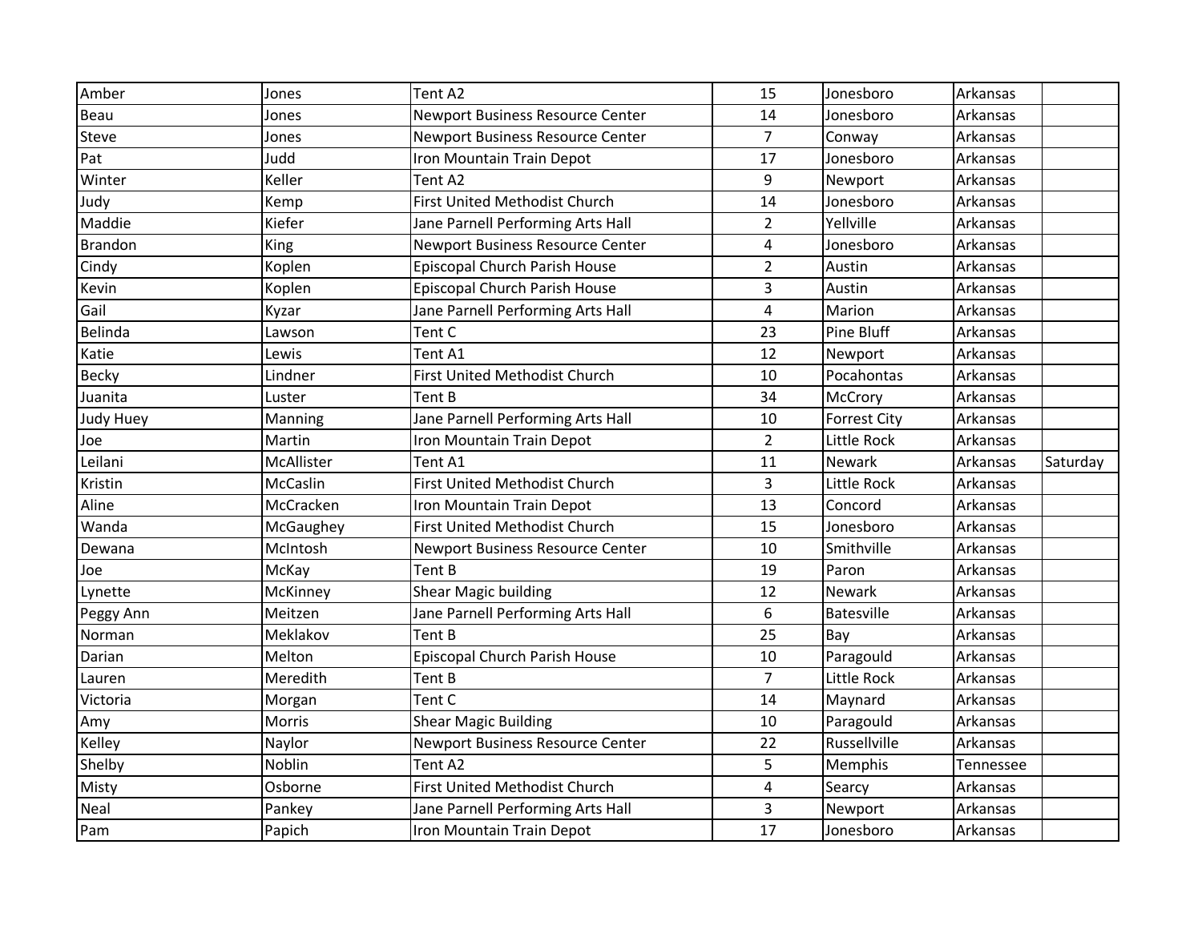| | | | | | | |
|---|---|---|---|---|---|---|
| Amber | Jones | Tent A2 | 15 | Jonesboro | Arkansas | |
| Beau | Jones | Newport Business Resource Center | 14 | Jonesboro | Arkansas | |
| Steve | Jones | Newport Business Resource Center | 7 | Conway | Arkansas | |
| Pat | Judd | Iron Mountain Train Depot | 17 | Jonesboro | Arkansas | |
| Winter | Keller | Tent A2 | 9 | Newport | Arkansas | |
| Judy | Kemp | First United Methodist Church | 14 | Jonesboro | Arkansas | |
| Maddie | Kiefer | Jane Parnell Performing Arts Hall | 2 | Yellville | Arkansas | |
| Brandon | King | Newport Business Resource Center | 4 | Jonesboro | Arkansas | |
| Cindy | Koplen | Episcopal Church Parish House | 2 | Austin | Arkansas | |
| Kevin | Koplen | Episcopal Church Parish House | 3 | Austin | Arkansas | |
| Gail | Kyzar | Jane Parnell Performing Arts Hall | 4 | Marion | Arkansas | |
| Belinda | Lawson | Tent C | 23 | Pine Bluff | Arkansas | |
| Katie | Lewis | Tent A1 | 12 | Newport | Arkansas | |
| Becky | Lindner | First United Methodist Church | 10 | Pocahontas | Arkansas | |
| Juanita | Luster | Tent B | 34 | McCrory | Arkansas | |
| Judy Huey | Manning | Jane Parnell Performing Arts Hall | 10 | Forrest City | Arkansas | |
| Joe | Martin | Iron Mountain Train Depot | 2 | Little Rock | Arkansas | |
| Leilani | McAllister | Tent A1 | 11 | Newark | Arkansas | Saturday |
| Kristin | McCaslin | First United Methodist Church | 3 | Little Rock | Arkansas | |
| Aline | McCracken | Iron Mountain Train Depot | 13 | Concord | Arkansas | |
| Wanda | McGaughey | First United Methodist Church | 15 | Jonesboro | Arkansas | |
| Dewana | McIntosh | Newport Business Resource Center | 10 | Smithville | Arkansas | |
| Joe | McKay | Tent B | 19 | Paron | Arkansas | |
| Lynette | McKinney | Shear Magic building | 12 | Newark | Arkansas | |
| Peggy Ann | Meitzen | Jane Parnell Performing Arts Hall | 6 | Batesville | Arkansas | |
| Norman | Meklakov | Tent B | 25 | Bay | Arkansas | |
| Darian | Melton | Episcopal Church Parish House | 10 | Paragould | Arkansas | |
| Lauren | Meredith | Tent B | 7 | Little Rock | Arkansas | |
| Victoria | Morgan | Tent C | 14 | Maynard | Arkansas | |
| Amy | Morris | Shear Magic Building | 10 | Paragould | Arkansas | |
| Kelley | Naylor | Newport Business Resource Center | 22 | Russellville | Arkansas | |
| Shelby | Noblin | Tent A2 | 5 | Memphis | Tennessee | |
| Misty | Osborne | First United Methodist Church | 4 | Searcy | Arkansas | |
| Neal | Pankey | Jane Parnell Performing Arts Hall | 3 | Newport | Arkansas | |
| Pam | Papich | Iron Mountain Train Depot | 17 | Jonesboro | Arkansas | |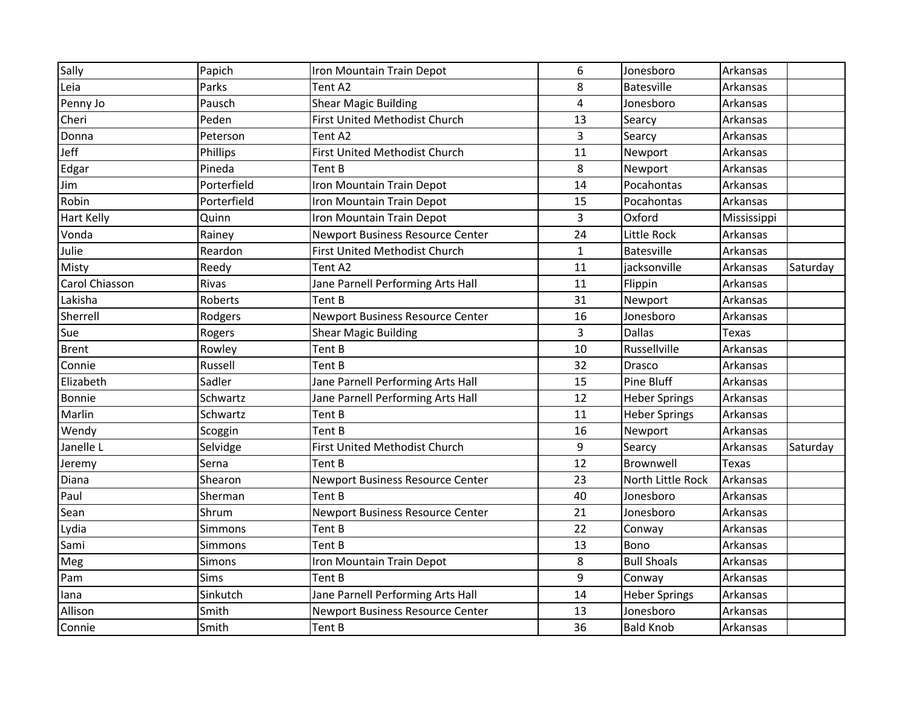| | | | | | | |
|---|---|---|---|---|---|---|
| Sally | Papich | Iron Mountain Train Depot | 6 | Jonesboro | Arkansas | |
| Leia | Parks | Tent A2 | 8 | Batesville | Arkansas | |
| Penny Jo | Pausch | Shear Magic Building | 4 | Jonesboro | Arkansas | |
| Cheri | Peden | First United Methodist Church | 13 | Searcy | Arkansas | |
| Donna | Peterson | Tent A2 | 3 | Searcy | Arkansas | |
| Jeff | Phillips | First United Methodist Church | 11 | Newport | Arkansas | |
| Edgar | Pineda | Tent B | 8 | Newport | Arkansas | |
| Jim | Porterfield | Iron Mountain Train Depot | 14 | Pocahontas | Arkansas | |
| Robin | Porterfield | Iron Mountain Train Depot | 15 | Pocahontas | Arkansas | |
| Hart Kelly | Quinn | Iron Mountain Train Depot | 3 | Oxford | Mississippi | |
| Vonda | Rainey | Newport Business Resource Center | 24 | Little Rock | Arkansas | |
| Julie | Reardon | First United Methodist Church | 1 | Batesville | Arkansas | |
| Misty | Reedy | Tent A2 | 11 | jacksonville | Arkansas | Saturday |
| Carol Chiasson | Rivas | Jane Parnell Performing Arts Hall | 11 | Flippin | Arkansas | |
| Lakisha | Roberts | Tent B | 31 | Newport | Arkansas | |
| Sherrell | Rodgers | Newport Business Resource Center | 16 | Jonesboro | Arkansas | |
| Sue | Rogers | Shear Magic Building | 3 | Dallas | Texas | |
| Brent | Rowley | Tent B | 10 | Russellville | Arkansas | |
| Connie | Russell | Tent B | 32 | Drasco | Arkansas | |
| Elizabeth | Sadler | Jane Parnell Performing Arts Hall | 15 | Pine Bluff | Arkansas | |
| Bonnie | Schwartz | Jane Parnell Performing Arts Hall | 12 | Heber Springs | Arkansas | |
| Marlin | Schwartz | Tent B | 11 | Heber Springs | Arkansas | |
| Wendy | Scoggin | Tent B | 16 | Newport | Arkansas | |
| Janelle L | Selvidge | First United Methodist Church | 9 | Searcy | Arkansas | Saturday |
| Jeremy | Serna | Tent B | 12 | Brownwell | Texas | |
| Diana | Shearon | Newport Business Resource Center | 23 | North Little Rock | Arkansas | |
| Paul | Sherman | Tent B | 40 | Jonesboro | Arkansas | |
| Sean | Shrum | Newport Business Resource Center | 21 | Jonesboro | Arkansas | |
| Lydia | Simmons | Tent B | 22 | Conway | Arkansas | |
| Sami | Simmons | Tent B | 13 | Bono | Arkansas | |
| Meg | Simons | Iron Mountain Train Depot | 8 | Bull Shoals | Arkansas | |
| Pam | Sims | Tent B | 9 | Conway | Arkansas | |
| Iana | Sinkutch | Jane Parnell Performing Arts Hall | 14 | Heber Springs | Arkansas | |
| Allison | Smith | Newport Business Resource Center | 13 | Jonesboro | Arkansas | |
| Connie | Smith | Tent B | 36 | Bald Knob | Arkansas | |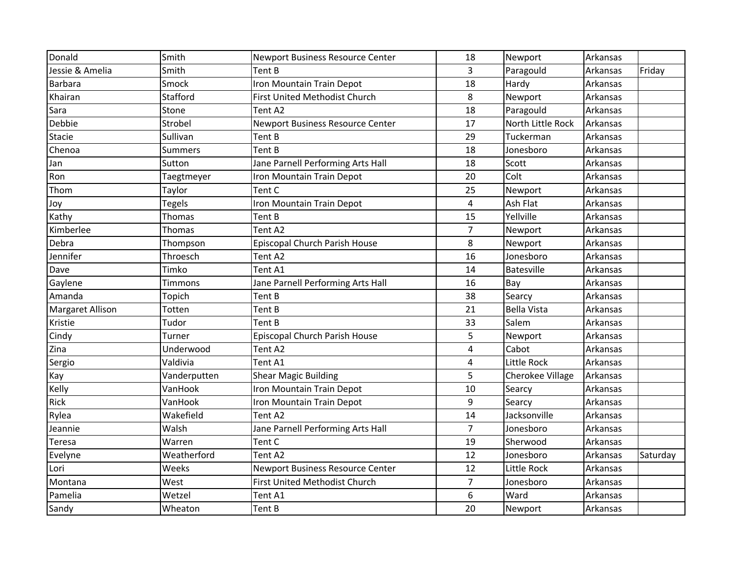| | | | | | | |
|---|---|---|---|---|---|---|
| Donald | Smith | Newport Business Resource Center | 18 | Newport | Arkansas | |
| Jessie & Amelia | Smith | Tent B | 3 | Paragould | Arkansas | Friday |
| Barbara | Smock | Iron Mountain Train Depot | 18 | Hardy | Arkansas | |
| Khairan | Stafford | First United Methodist Church | 8 | Newport | Arkansas | |
| Sara | Stone | Tent A2 | 18 | Paragould | Arkansas | |
| Debbie | Strobel | Newport Business Resource Center | 17 | North Little Rock | Arkansas | |
| Stacie | Sullivan | Tent B | 29 | Tuckerman | Arkansas | |
| Chenoa | Summers | Tent B | 18 | Jonesboro | Arkansas | |
| Jan | Sutton | Jane Parnell Performing Arts Hall | 18 | Scott | Arkansas | |
| Ron | Taegtmeyer | Iron Mountain Train Depot | 20 | Colt | Arkansas | |
| Thom | Taylor | Tent C | 25 | Newport | Arkansas | |
| Joy | Tegels | Iron Mountain Train Depot | 4 | Ash Flat | Arkansas | |
| Kathy | Thomas | Tent B | 15 | Yellville | Arkansas | |
| Kimberlee | Thomas | Tent A2 | 7 | Newport | Arkansas | |
| Debra | Thompson | Episcopal Church Parish House | 8 | Newport | Arkansas | |
| Jennifer | Throesch | Tent A2 | 16 | Jonesboro | Arkansas | |
| Dave | Timko | Tent A1 | 14 | Batesville | Arkansas | |
| Gaylene | Timmons | Jane Parnell Performing Arts Hall | 16 | Bay | Arkansas | |
| Amanda | Topich | Tent B | 38 | Searcy | Arkansas | |
| Margaret Allison | Totten | Tent B | 21 | Bella Vista | Arkansas | |
| Kristie | Tudor | Tent B | 33 | Salem | Arkansas | |
| Cindy | Turner | Episcopal Church Parish House | 5 | Newport | Arkansas | |
| Zina | Underwood | Tent A2 | 4 | Cabot | Arkansas | |
| Sergio | Valdivia | Tent A1 | 4 | Little Rock | Arkansas | |
| Kay | Vanderputten | Shear Magic Building | 5 | Cherokee Village | Arkansas | |
| Kelly | VanHook | Iron Mountain Train Depot | 10 | Searcy | Arkansas | |
| Rick | VanHook | Iron Mountain Train Depot | 9 | Searcy | Arkansas | |
| Rylea | Wakefield | Tent A2 | 14 | Jacksonville | Arkansas | |
| Jeannie | Walsh | Jane Parnell Performing Arts Hall | 7 | Jonesboro | Arkansas | |
| Teresa | Warren | Tent C | 19 | Sherwood | Arkansas | |
| Evelyne | Weatherford | Tent A2 | 12 | Jonesboro | Arkansas | Saturday |
| Lori | Weeks | Newport Business Resource Center | 12 | Little Rock | Arkansas | |
| Montana | West | First United Methodist Church | 7 | Jonesboro | Arkansas | |
| Pamelia | Wetzel | Tent A1 | 6 | Ward | Arkansas | |
| Sandy | Wheaton | Tent B | 20 | Newport | Arkansas | |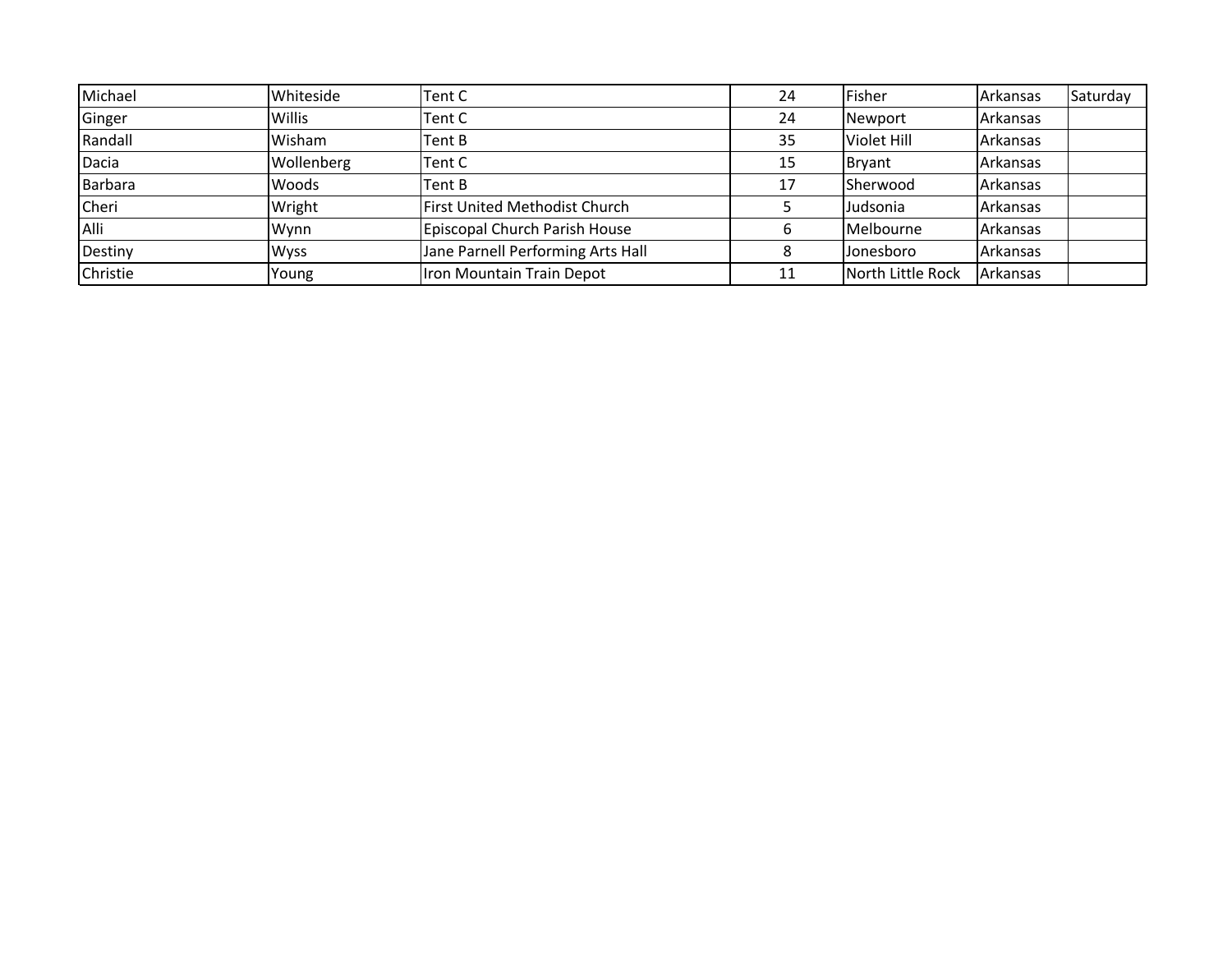| | | | | | | |
|---|---|---|---|---|---|---|
| Michael | Whiteside | Tent C | 24 | Fisher | Arkansas | Saturday |
| Ginger | Willis | Tent C | 24 | Newport | Arkansas | |
| Randall | Wisham | Tent B | 35 | Violet Hill | Arkansas | |
| Dacia | Wollenberg | Tent C | 15 | Bryant | Arkansas | |
| Barbara | Woods | Tent B | 17 | Sherwood | Arkansas | |
| Cheri | Wright | First United Methodist Church | 5 | Judsonia | Arkansas | |
| Alli | Wynn | Episcopal Church Parish House | 6 | Melbourne | Arkansas | |
| Destiny | Wyss | Jane Parnell Performing Arts Hall | 8 | Jonesboro | Arkansas | |
| Christie | Young | Iron Mountain Train Depot | 11 | North Little Rock | Arkansas | |